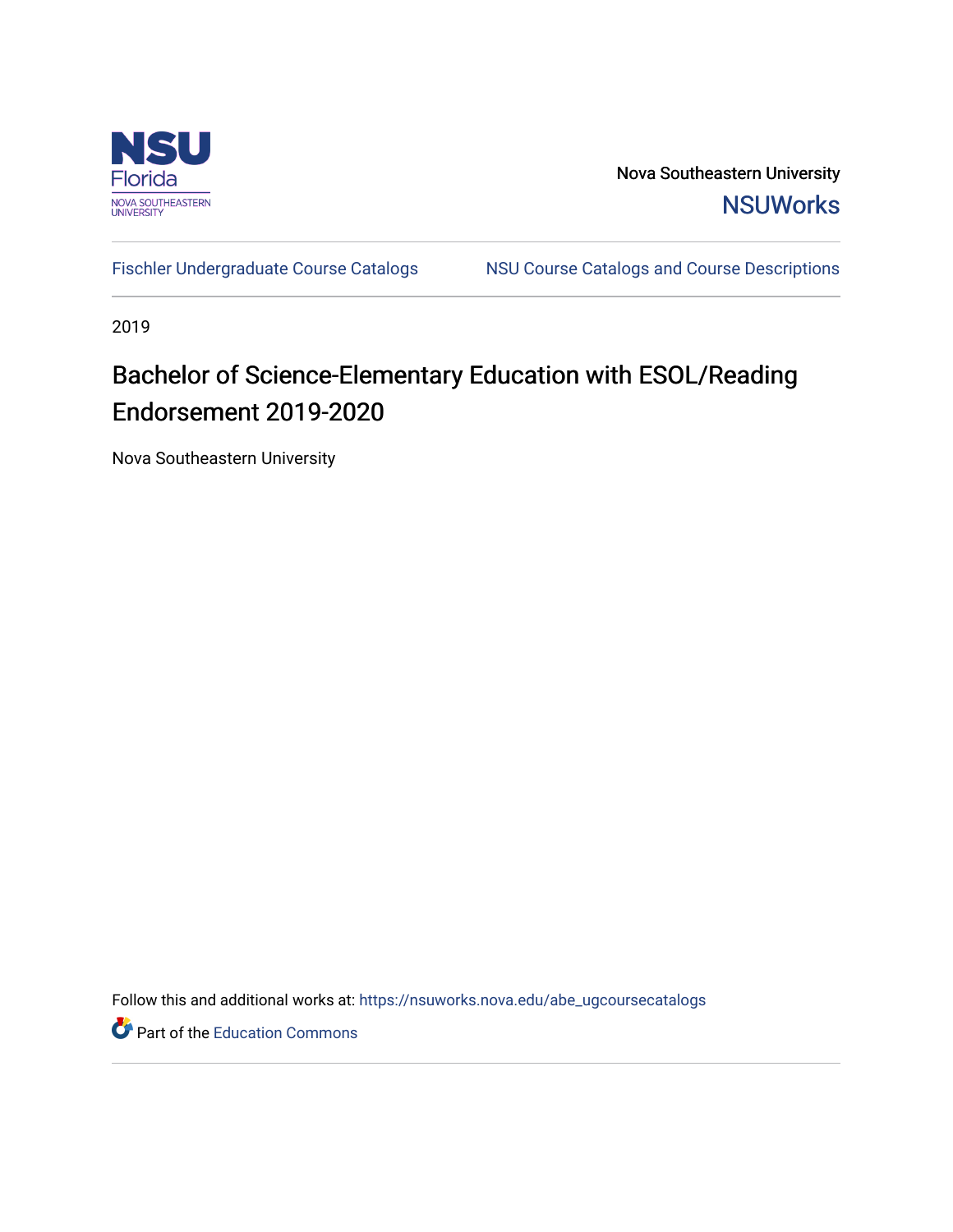Nova Southeastern University

NSUWorks

Fischler Undergraduate Course Catalogs

NSU Course Catalogs and Course Descriptions

2019

# Bachelor of Science-Elementary Education with ESOL/Reading Endorsement 2019-2020

Nova Southeastern University

Follow this and additional works at: https://nsuworks.nova.edu/abe_ugcoursecatalogs

Part of the Education Commons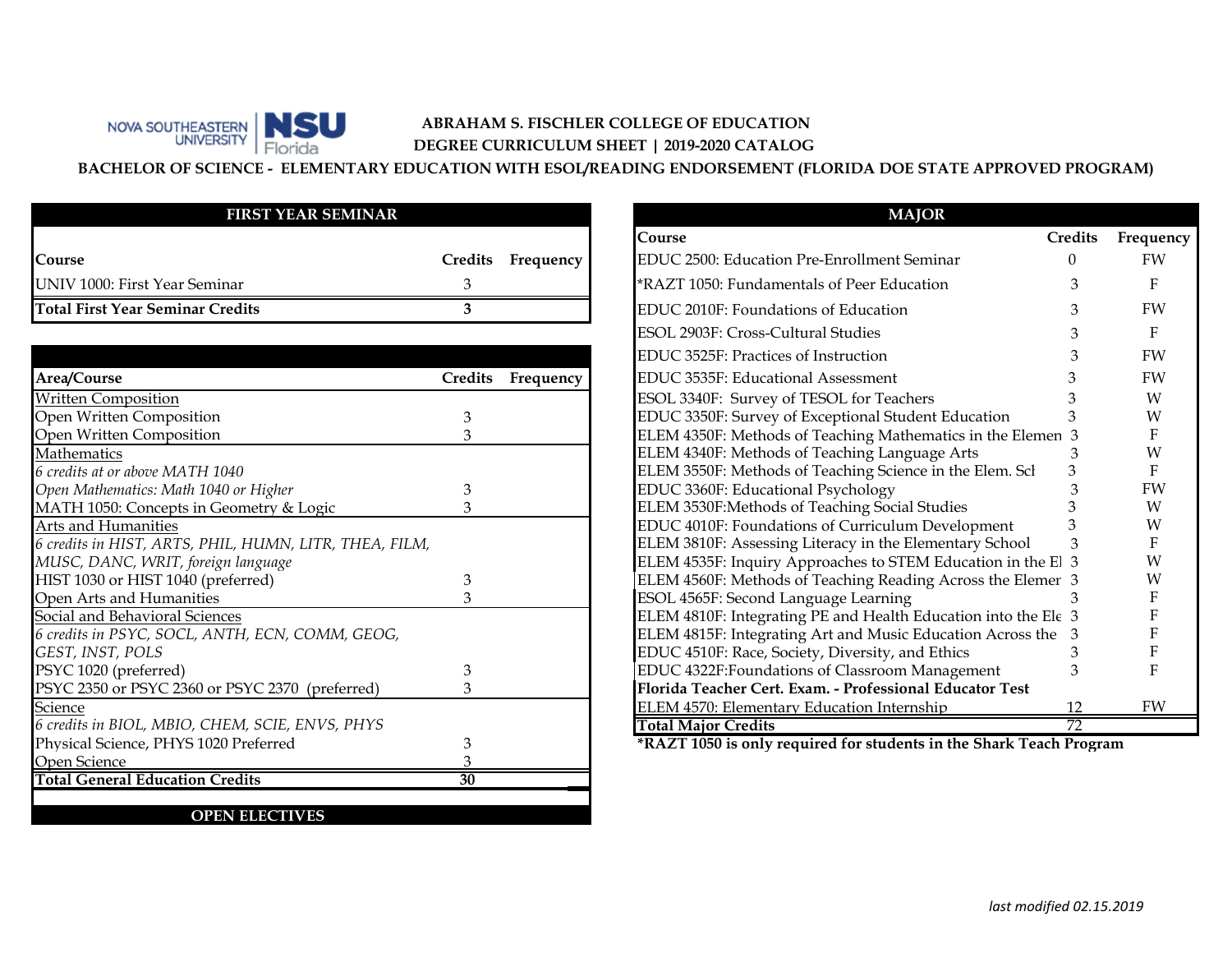NOVA SOUTHEASTERN UNIVERSITY | NSU Florida

**ABRAHAM S. FISCHLER COLLEGE OF EDUCATION**

**DEGREE CURRICULUM SHEET | 2019-2020 CATALOG**

**BACHELOR OF SCIENCE - ELEMENTARY EDUCATION WITH ESOL/READING ENDORSEMENT (FLORIDA DOE STATE APPROVED PROGRAM)**

## FIRST YEAR SEMINAR

| Course | Credits | Frequency |
|---|---|---|
| UNIV 1000: First Year Seminar | 3 | |
| **Total First Year Seminar Credits** | **3** | |

| Area/Course | Credits | Frequency |
|---|---|---|
| Written Composition | | |
| Open Written Composition | 3 | |
| Open Written Composition | 3 | |
| Mathematics | | |
| *6 credits at or above MATH 1040* | | |
| *Open Mathematics: Math 1040 or Higher* | 3 | |
| MATH 1050: Concepts in Geometry & Logic | 3 | |
| Arts and Humanities | | |
| *6 credits in HIST, ARTS, PHIL, HUMN, LITR, THEA, FILM, MUSC, DANC, WRIT, foreign language* | | |
| HIST 1030 or HIST 1040 (preferred) | 3 | |
| Open Arts and Humanities | 3 | |
| Social and Behavioral Sciences | | |
| *6 credits in PSYC, SOCL, ANTH, ECN, COMM, GEOG, GEST, INST, POLS* | | |
| PSYC 1020 (preferred) | 3 | |
| PSYC 2350 or PSYC 2360 or PSYC 2370 (preferred) | 3 | |
| Science | | |
| *6 credits in BIOL, MBIO, CHEM, SCIE, ENVS, PHYS* | | |
| Physical Science, PHYS 1020 Preferred | 3 | |
| Open Science | 3 | |
| **Total General Education Credits** | **30** | |

## OPEN ELECTIVES

## MAJOR

| Course | Credits | Frequency |
|---|---|---|
| EDUC 2500: Education Pre-Enrollment Seminar | 0 | FW |
| *RAZT 1050: Fundamentals of Peer Education | 3 | F |
| EDUC 2010F: Foundations of Education | 3 | FW |
| ESOL 2903F: Cross-Cultural Studies | 3 | F |
| EDUC 3525F: Practices of Instruction | 3 | FW |
| EDUC 3535F: Educational Assessment | 3 | FW |
| ESOL 3340F: Survey of TESOL for Teachers | 3 | W |
| EDUC 3350F: Survey of Exceptional Student Education | 3 | W |
| ELEM 4350F: Methods of Teaching Mathematics in the Elemen | 3 | F |
| ELEM 4340F: Methods of Teaching Language Arts | 3 | W |
| ELEM 3550F: Methods of Teaching Science in the Elem. Sch | 3 | F |
| EDUC 3360F: Educational Psychology | 3 | FW |
| ELEM 3530F:Methods of Teaching Social Studies | 3 | W |
| EDUC 4010F: Foundations of Curriculum Development | 3 | W |
| ELEM 3810F: Assessing Literacy in the Elementary School | 3 | F |
| ELEM 4535F: Inquiry Approaches to STEM Education in the El | 3 | W |
| ELEM 4560F: Methods of Teaching Reading Across the Elemen | 3 | W |
| ESOL 4565F: Second Language Learning | 3 | F |
| ELEM 4810F: Integrating PE and Health Education into the Ele | 3 | F |
| ELEM 4815F: Integrating Art and Music Education Across the | 3 | F |
| EDUC 4510F: Race, Society, Diversity, and Ethics | 3 | F |
| EDUC 4322F:Foundations of Classroom Management | 3 | F |
| **Florida Teacher Cert. Exam. - Professional Educator Test** | | |
| ELEM 4570: Elementary Education Internship | 12 | FW |
| **Total Major Credits** | 72 | |

***RAZT 1050 is only required for students in the Shark Teach Program**

*last modified 02.15.2019*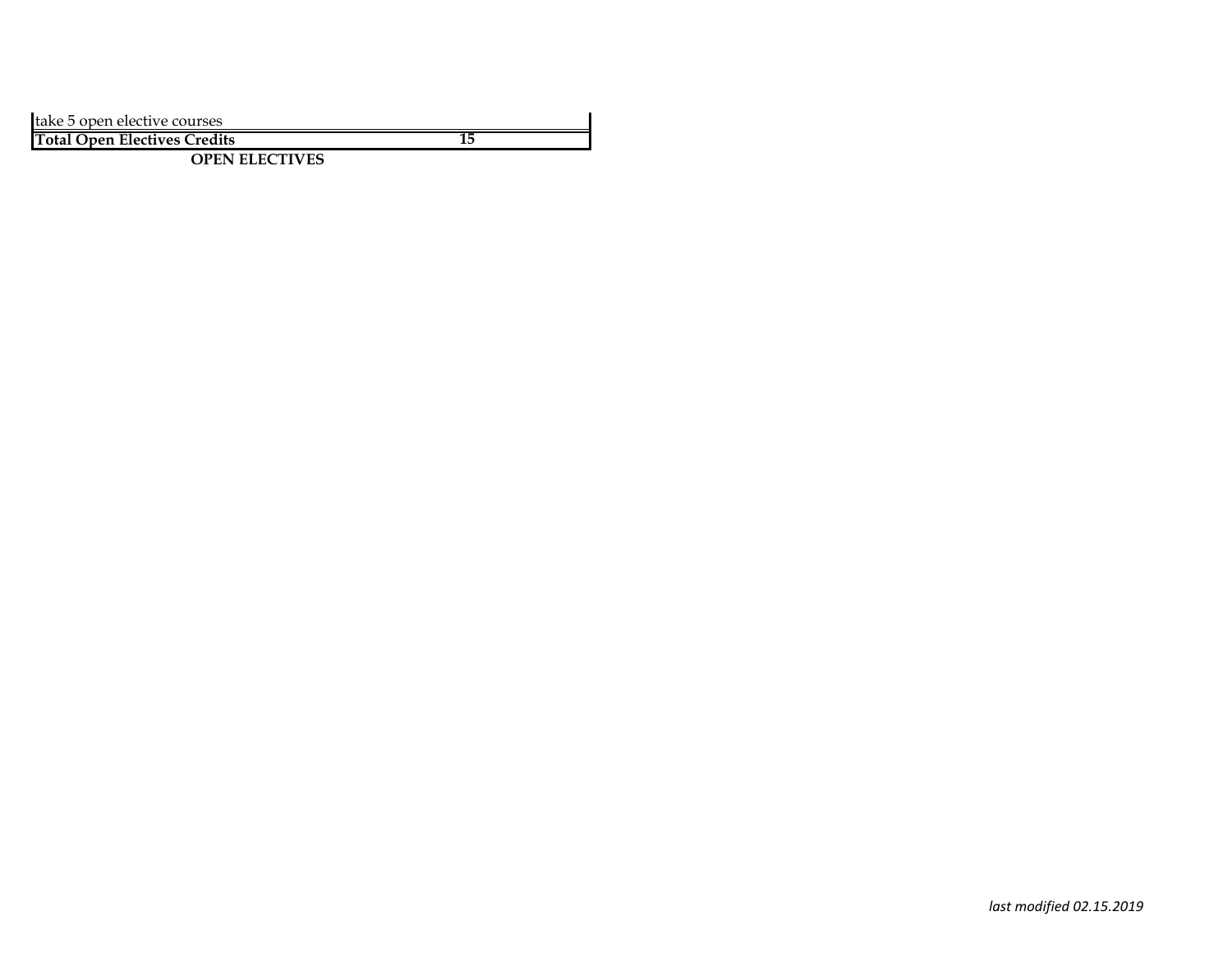| take 5 open elective courses | |
|---|---|
| **Total Open Electives Credits** | **15** |

**OPEN ELECTIVES**

*last modified 02.15.2019*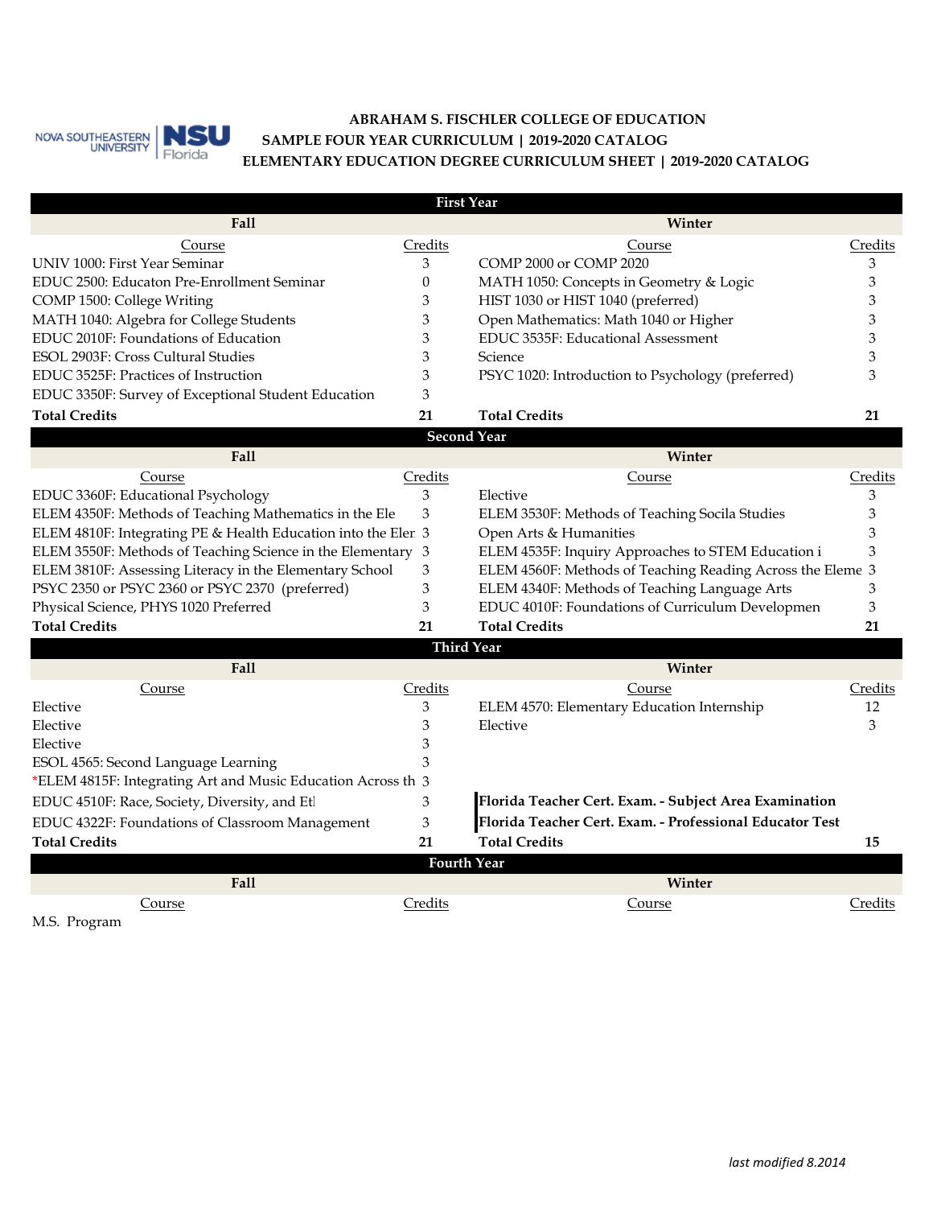**ABRAHAM S. FISCHLER COLLEGE OF EDUCATION**
**SAMPLE FOUR YEAR CURRICULUM | 2019-2020 CATALOG**
**ELEMENTARY EDUCATION DEGREE CURRICULUM SHEET | 2019-2020 CATALOG**

## First Year

| Fall Course | Credits | Winter Course | Credits |
|---|---|---|---|
| UNIV 1000: First Year Seminar | 3 | COMP 2000 or COMP 2020 | 3 |
| EDUC 2500: Educaton Pre-Enrollment Seminar | 0 | MATH 1050: Concepts in Geometry & Logic | 3 |
| COMP 1500: College Writing | 3 | HIST 1030 or HIST 1040 (preferred) | 3 |
| MATH 1040: Algebra for College Students | 3 | Open Mathematics: Math 1040 or Higher | 3 |
| EDUC 2010F: Foundations of Education | 3 | EDUC 3535F: Educational Assessment | 3 |
| ESOL 2903F: Cross Cultural Studies | 3 | Science | 3 |
| EDUC 3525F: Practices of Instruction | 3 | PSYC 1020: Introduction to Psychology (preferred) | 3 |
| EDUC 3350F: Survey of Exceptional Student Education | 3 | | |
| **Total Credits** | **21** | **Total Credits** | **21** |

## Second Year

| Fall Course | Credits | Winter Course | Credits |
|---|---|---|---|
| EDUC 3360F: Educational Psychology | 3 | Elective | 3 |
| ELEM 4350F: Methods of Teaching Mathematics in the Ele | 3 | ELEM 3530F: Methods of Teaching Socila Studies | 3 |
| ELEM 4810F: Integrating PE & Health Education into the Eler | 3 | Open Arts & Humanities | 3 |
| ELEM 3550F: Methods of Teaching Science in the Elementary | 3 | ELEM 4535F: Inquiry Approaches to STEM Education i | 3 |
| ELEM 3810F: Assessing Literacy in the Elementary School | 3 | ELEM 4560F: Methods of Teaching Reading Across the Eleme | 3 |
| PSYC 2350 or PSYC 2360 or PSYC 2370 (preferred) | 3 | ELEM 4340F: Methods of Teaching Language Arts | 3 |
| Physical Science, PHYS 1020 Preferred | 3 | EDUC 4010F: Foundations of Curriculum Developmen | 3 |
| **Total Credits** | **21** | **Total Credits** | **21** |

## Third Year

| Fall Course | Credits | Winter Course | Credits |
|---|---|---|---|
| Elective | 3 | ELEM 4570: Elementary Education Internship | 12 |
| Elective | 3 | Elective | 3 |
| Elective | 3 | | |
| ESOL 4565: Second Language Learning | 3 | | |
| *ELEM 4815F: Integrating Art and Music Education Across th | 3 | | |
| EDUC 4510F: Race, Society, Diversity, and Et | 3 | **Florida Teacher Cert. Exam. - Subject Area Examination** | |
| EDUC 4322F: Foundations of Classroom Management | 3 | **Florida Teacher Cert. Exam. - Professional Educator Test** | |
| **Total Credits** | **21** | **Total Credits** | **15** |

## Fourth Year

| Fall Course | Credits | Winter Course | Credits |
|---|---|---|---|
| M.S. Program | | | |

*last modified 8.2014*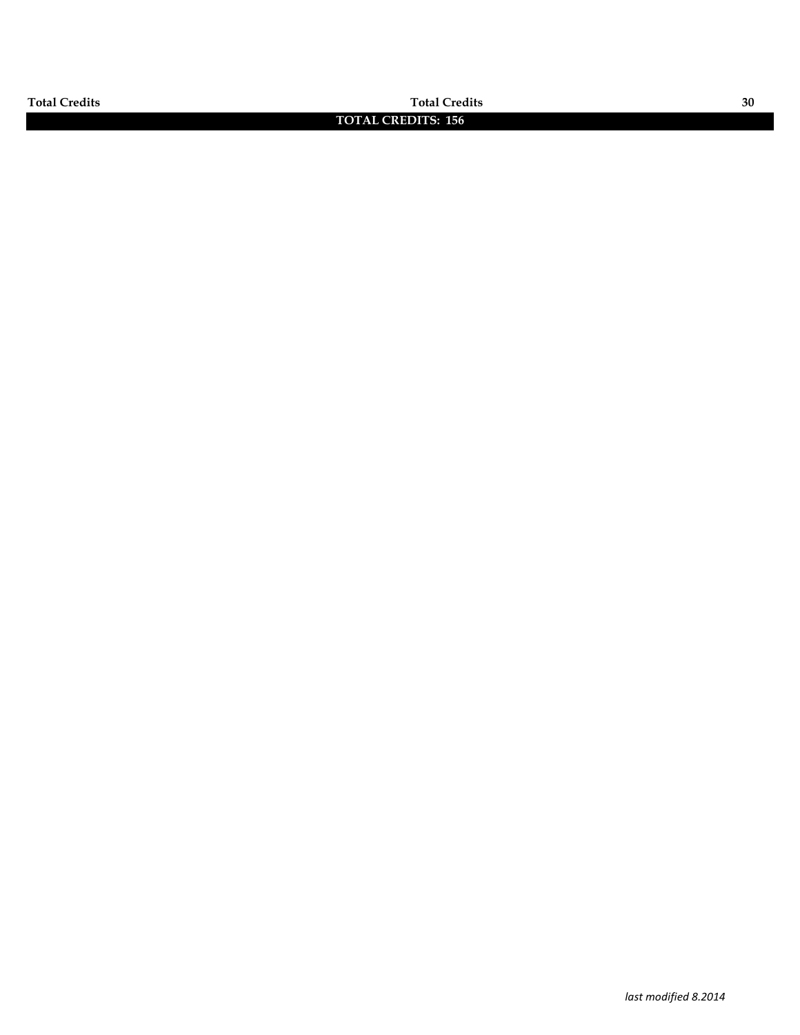| Total Credits | Total Credits | 30 |
|---|---|---|

**TOTAL CREDITS: 156**

*last modified 8.2014*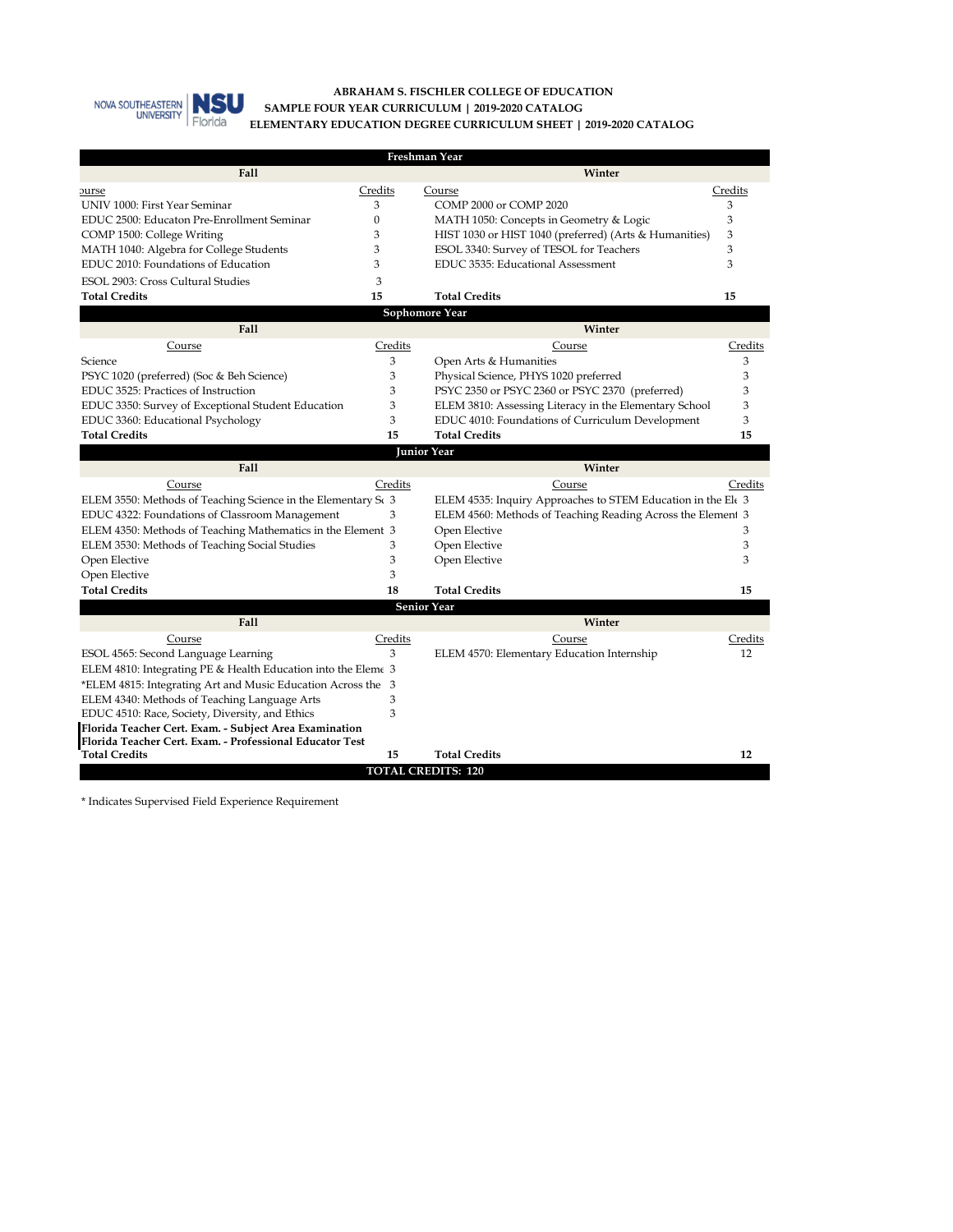**ABRAHAM S. FISCHLER COLLEGE OF EDUCATION**
**SAMPLE FOUR YEAR CURRICULUM | 2019-2020 CATALOG**
**ELEMENTARY EDUCATION DEGREE CURRICULUM SHEET | 2019-2020 CATALOG**

## Freshman Year

| Fall Course | Credits | Winter Course | Credits |
|---|---|---|---|
| UNIV 1000: First Year Seminar | 3 | COMP 2000 or COMP 2020 | 3 |
| EDUC 2500: Educaton Pre-Enrollment Seminar | 0 | MATH 1050: Concepts in Geometry & Logic | 3 |
| COMP 1500: College Writing | 3 | HIST 1030 or HIST 1040 (preferred) (Arts & Humanities) | 3 |
| MATH 1040: Algebra for College Students | 3 | ESOL 3340: Survey of TESOL for Teachers | 3 |
| EDUC 2010: Foundations of Education | 3 | EDUC 3535: Educational Assessment | 3 |
| ESOL 2903: Cross Cultural Studies | 3 | | |
| **Total Credits** | **15** | **Total Credits** | **15** |

## Sophomore Year

| Fall Course | Credits | Winter Course | Credits |
|---|---|---|---|
| Science | 3 | Open Arts & Humanities | 3 |
| PSYC 1020 (preferred) (Soc & Beh Science) | 3 | Physical Science, PHYS 1020 preferred | 3 |
| EDUC 3525: Practices of Instruction | 3 | PSYC 2350 or PSYC 2360 or PSYC 2370 (preferred) | 3 |
| EDUC 3350: Survey of Exceptional Student Education | 3 | ELEM 3810: Assessing Literacy in the Elementary School | 3 |
| EDUC 3360: Educational Psychology | 3 | EDUC 4010: Foundations of Curriculum Development | 3 |
| **Total Credits** | **15** | **Total Credits** | **15** |

## Junior Year

| Fall Course | Credits | Winter Course | Credits |
|---|---|---|---|
| ELEM 3550: Methods of Teaching Science in the Elementary Sc | 3 | ELEM 4535: Inquiry Approaches to STEM Education in the Ele | 3 |
| EDUC 4322: Foundations of Classroom Management | 3 | ELEM 4560: Methods of Teaching Reading Across the Element | 3 |
| ELEM 4350: Methods of Teaching Mathematics in the Element | 3 | Open Elective | 3 |
| ELEM 3530: Methods of Teaching Social Studies | 3 | Open Elective | 3 |
| Open Elective | 3 | Open Elective | 3 |
| Open Elective | 3 | | |
| **Total Credits** | **18** | **Total Credits** | **15** |

## Senior Year

| Fall Course | Credits | Winter Course | Credits |
|---|---|---|---|
| ESOL 4565: Second Language Learning | 3 | ELEM 4570: Elementary Education Internship | 12 |
| ELEM 4810: Integrating PE & Health Education into the Eleme | 3 | | |
| *ELEM 4815: Integrating Art and Music Education Across the | 3 | | |
| ELEM 4340: Methods of Teaching Language Arts | 3 | | |
| EDUC 4510: Race, Society, Diversity, and Ethics | 3 | | |
| **Florida Teacher Cert. Exam. - Subject Area Examination** | | | |
| **Florida Teacher Cert. Exam. - Professional Educator Test** | | | |
| **Total Credits** | **15** | **Total Credits** | **12** |

**TOTAL CREDITS: 120**

* Indicates Supervised Field Experience Requirement